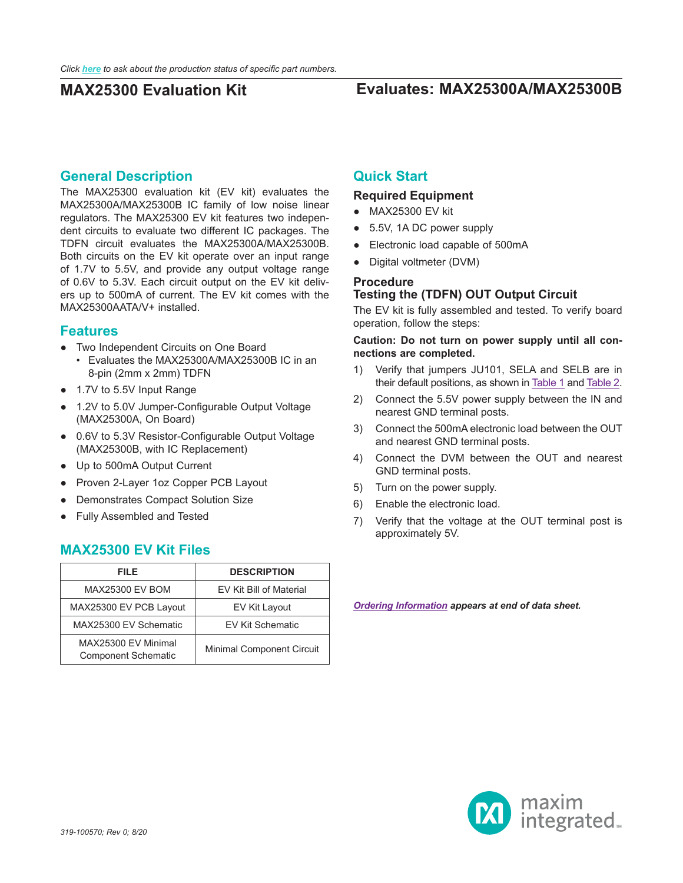Click *here* to ask about the production status of specific part numbers.

# MAX25300 Evaluation Kit

## Evaluates: MAX25300A/MAX25300B

## General Description

The MAX25300 evaluation kit (EV kit) evaluates the MAX25300A/MAX25300B IC family of low noise linear regulators. The MAX25300 EV kit features two independent circuits to evaluate two different IC packages. The TDFN circuit evaluates the MAX25300A/MAX25300B. Both circuits on the EV kit operate over an input range of 1.7V to 5.5V, and provide any output voltage range of 0.6V to 5.3V. Each circuit output on the EV kit delivers up to 500mA of current. The EV kit comes with the MAX25300AATA/V+ installed.

## Features

- Two Independent Circuits on One Board
  - Evaluates the MAX25300A/MAX25300B IC in an 8-pin (2mm x 2mm) TDFN
- 1.7V to 5.5V Input Range
- 1.2V to 5.0V Jumper-Configurable Output Voltage (MAX25300A, On Board)
- 0.6V to 5.3V Resistor-Configurable Output Voltage (MAX25300B, with IC Replacement)
- Up to 500mA Output Current
- Proven 2-Layer 1oz Copper PCB Layout
- Demonstrates Compact Solution Size
- Fully Assembled and Tested

## MAX25300 EV Kit Files

| FILE | DESCRIPTION |
| --- | --- |
| MAX25300 EV BOM | EV Kit Bill of Material |
| MAX25300 EV PCB Layout | EV Kit Layout |
| MAX25300 EV Schematic | EV Kit Schematic |
| MAX25300 EV Minimal Component Schematic | Minimal Component Circuit |

## Quick Start

### Required Equipment

- MAX25300 EV kit
- 5.5V, 1A DC power supply
- Electronic load capable of 500mA
- Digital voltmeter (DVM)

### Procedure

### Testing the (TDFN) OUT Output Circuit

The EV kit is fully assembled and tested. To verify board operation, follow the steps:

**Caution: Do not turn on power supply until all connections are completed.**

1) Verify that jumpers JU101, SELA and SELB are in their default positions, as shown in Table 1 and Table 2.
2) Connect the 5.5V power supply between the IN and nearest GND terminal posts.
3) Connect the 500mA electronic load between the OUT and nearest GND terminal posts.
4) Connect the DVM between the OUT and nearest GND terminal posts.
5) Turn on the power supply.
6) Enable the electronic load.
7) Verify that the voltage at the OUT terminal post is approximately 5V.

***Ordering Information* appears at end of data sheet.**

*319-100570; Rev 0; 8/20*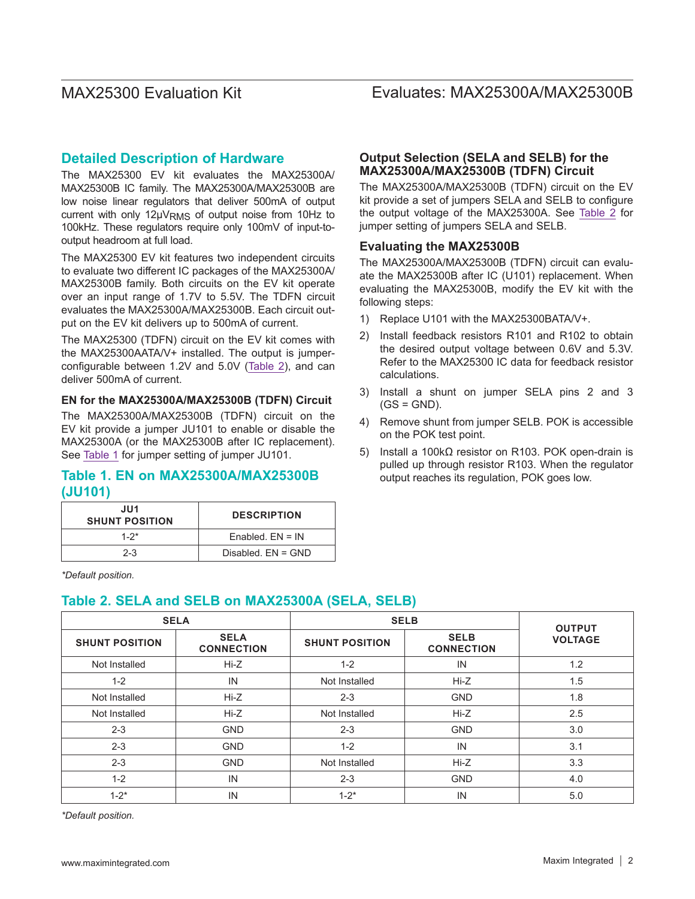## Detailed Description of Hardware

The MAX25300 EV kit evaluates the MAX25300A/MAX25300B IC family. The MAX25300A/MAX25300B are low noise linear regulators that deliver 500mA of output current with only 12µ$V_{RMS}$ of output noise from 10Hz to 100kHz. These regulators require only 100mV of input-to-output headroom at full load.

The MAX25300 EV kit features two independent circuits to evaluate two different IC packages of the MAX25300A/MAX25300B family. Both circuits on the EV kit operate over an input range of 1.7V to 5.5V. The TDFN circuit evaluates the MAX25300A/MAX25300B. Each circuit output on the EV kit delivers up to 500mA of current.

The MAX25300 (TDFN) circuit on the EV kit comes with the MAX25300AATA/V+ installed. The output is jumper-configurable between 1.2V and 5.0V (Table 2), and can deliver 500mA of current.

#### EN for the MAX25300A/MAX25300B (TDFN) Circuit

The MAX25300A/MAX25300B (TDFN) circuit on the EV kit provide a jumper JU101 to enable or disable the MAX25300A (or the MAX25300B after IC replacement). See Table 1 for jumper setting of jumper JU101.

### Table 1. EN on MAX25300A/MAX25300B (JU101)

| JU1 SHUNT POSITION | DESCRIPTION |
|---|---|
| 1-2* | Enabled. EN = IN |
| 2-3 | Disabled. EN = GND |

*\*Default position.*

### Output Selection (SELA and SELB) for the MAX25300A/MAX25300B (TDFN) Circuit

The MAX25300A/MAX25300B (TDFN) circuit on the EV kit provide a set of jumpers SELA and SELB to configure the output voltage of the MAX25300A. See Table 2 for jumper setting of jumpers SELA and SELB.

### Evaluating the MAX25300B

The MAX25300A/MAX25300B (TDFN) circuit can evaluate the MAX25300B after IC (U101) replacement. When evaluating the MAX25300B, modify the EV kit with the following steps:

1) Replace U101 with the MAX25300BATA/V+.
2) Install feedback resistors R101 and R102 to obtain the desired output voltage between 0.6V and 5.3V. Refer to the MAX25300 IC data for feedback resistor calculations.
3) Install a shunt on jumper SELA pins 2 and 3 (GS = GND).
4) Remove shunt from jumper SELB. POK is accessible on the POK test point.
5) Install a 100kΩ resistor on R103. POK open-drain is pulled up through resistor R103. When the regulator output reaches its regulation, POK goes low.

### Table 2. SELA and SELB on MAX25300A (SELA, SELB)

| SELA | | SELB | | OUTPUT VOLTAGE |
|---|---|---|---|---|
| SHUNT POSITION | SELA CONNECTION | SHUNT POSITION | SELB CONNECTION | |
| Not Installed | Hi-Z | 1-2 | IN | 1.2 |
| 1-2 | IN | Not Installed | Hi-Z | 1.5 |
| Not Installed | Hi-Z | 2-3 | GND | 1.8 |
| Not Installed | Hi-Z | Not Installed | Hi-Z | 2.5 |
| 2-3 | GND | 2-3 | GND | 3.0 |
| 2-3 | GND | 1-2 | IN | 3.1 |
| 2-3 | GND | Not Installed | Hi-Z | 3.3 |
| 1-2 | IN | 2-3 | GND | 4.0 |
| 1-2* | IN | 1-2* | IN | 5.0 |

*\*Default position.*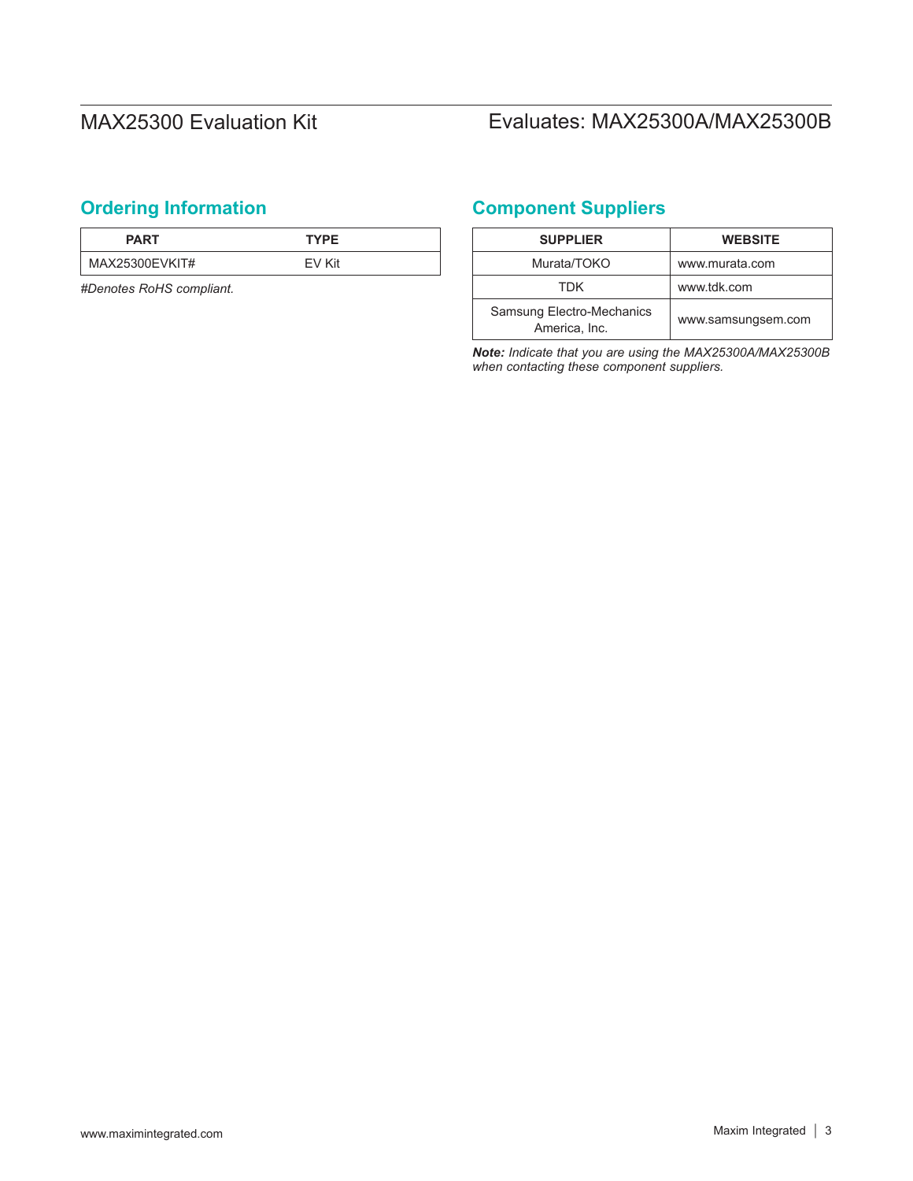## Ordering Information

| PART | TYPE |
|---|---|
| MAX25300EVKIT# | EV Kit |

*#Denotes RoHS compliant.*

## Component Suppliers

| SUPPLIER | WEBSITE |
|---|---|
| Murata/TOKO | www.murata.com |
| TDK | www.tdk.com |
| Samsung Electro-Mechanics America, Inc. | www.samsungsem.com |

***Note:** Indicate that you are using the MAX25300A/MAX25300B when contacting these component suppliers.*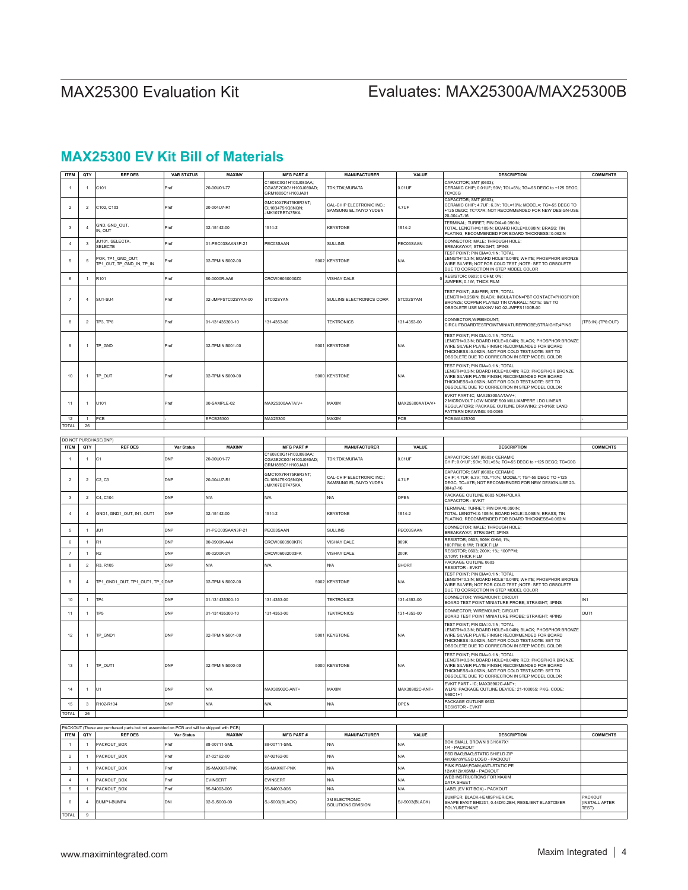## MAX25300 EV Kit Bill of Materials

| ITEM | QTY | REF DES | VAR STATUS | MAXINV | MFG PART # | MANUFACTURER | VALUE | DESCRIPTION | COMMENTS |
|---|---|---|---|---|---|---|---|---|---|
| 1 | 1 | C101 | Pref | 20-00U01-77 | C1608C0G1H103J080AA; CGA3E2C0G1H103J080AD; GRM1885C1H103JA01 | TDK;TDK;MURATA | 0.01UF | CAPACITOR; SMT (0603); CERAMIC CHIP; 0.01UF; 50V; TOL=5%; TG=-55 DEGC to +125 DEGC; TC=C0G | |
| 2 | 2 | C102, C103 | Pref | 20-004U7-R1 | GMC10X7R475K6R3NT; CL10B475KQ8NQN; JMK107BB7475KA | CAL-CHIP ELECTRONIC INC.; SAMSUNG EL;TAIYO YUDEN | 4.7UF | CAPACITOR; SMT (0603); CERAMIC CHIP; 4.7UF; 6.3V; TOL=10%; MODEL=; TG=-55 DEGC TO +125 DEGC; TC=X7R; NOT RECOMMENDED FOR NEW DESIGN-USE 20-004u7-16 | |
| 3 | 4 | GND, GND_OUT, IN, OUT | Pref | 02-15142-00 | 1514-2 | KEYSTONE | 1514-2 | TERMINAL; TURRET; PIN DIA=0.090IN; TOTAL LENGTH=0.105IN; BOARD HOLE=0.098IN; BRASS; TIN PLATING; RECOMMENDED FOR BOARD THICKNESS=0.062IN | |
| 4 | 3 | JU101, SELECTA, SELECTB | Pref | 01-PEC03SAAN3P-21 | PEC03SAAN | SULLINS | PEC03SAAN | CONNECTOR; MALE; THROUGH HOLE; BREAKAWAY; STRAIGHT; 3PINS | |
| 5 | 5 | POK, TP1_GND_OUT, TP1_OUT, TP_GND_IN, TP_IN | Pref | 02-TPMINI5002-00 | 5002 | KEYSTONE | N/A | TEST POINT; PIN DIA=0.1IN; TOTAL LENGTH=0.3IN; BOARD HOLE=0.04IN; WHITE; PHOSPHOR BRONZE WIRE SILVER; NOT FOR COLD TEST ;NOTE: SET TO OBSOLETE DUE TO CORRECTION IN STEP MODEL COLOR | |
| 6 | 1 | R101 | Pref | 80-0000R-AA6 | CRCW06030000Z0 | VISHAY DALE | 0 | RESISTOR; 0603; 0 OHM; 0%; JUMPER; 0.1W; THICK FILM | |
| 7 | 4 | SU1-SU4 | Pref | 02-JMPFSTC02SYAN-00 | STC02SYAN | SULLINS ELECTRONICS CORP. | STC02SYAN | TEST POINT; JUMPER; STR; TOTAL LENGTH=0.256IN; BLACK; INSULATION=PBT CONTACT=PHOSPHOR BRONZE; COPPER PLATED TIN OVERALL; NOTE: SET TO OBSOLETE USE MAXINV NO 02-JMPFS1100B-00 | |
| 8 | 2 | TP3, TP6 | Pref | 01-131435300-10 | 131-4353-00 | TEKTRONICS | 131-4353-00 | CONNECTOR;WIREMOUNT; CIRCUITBOARDTESTPOINTMINIATUREPROBE;STRAIGHT;4PINS | (TP3:IN) (TP6:OUT) |
| 9 | 1 | TP_GND | Pref | 02-TPMINI5001-00 | 5001 | KEYSTONE | N/A | TEST POINT; PIN DIA=0.1IN; TOTAL LENGTH=0.3IN; BOARD HOLE=0.04IN; BLACK; PHOSPHOR BRONZE WIRE SILVER PLATE FINISH; RECOMMENDED FOR BOARD THICKNESS=0.062IN; NOT FOR COLD TEST;NOTE: SET TO OBSOLETE DUE TO CORRECTION IN STEP MODEL COLOR | |
| 10 | 1 | TP_OUT | Pref | 02-TPMINI5000-00 | 5000 | KEYSTONE | N/A | TEST POINT; PIN DIA=0.1IN; TOTAL LENGTH=0.3IN; BOARD HOLE=0.04IN; RED; PHOSPHOR BRONZE WIRE SILVER PLATE FINISH; RECOMMENDED FOR BOARD THICKNESS=0.062IN; NOT FOR COLD TEST;NOTE: SET TO OBSOLETE DUE TO CORRECTION IN STEP MODEL COLOR | |
| 11 | 1 | U101 | Pref | 00-SAMPLE-02 | MAX25300AATA/V+ | MAXIM | MAX25300AATA/V+ | EVKIT PART-IC; MAX25300AATA/V+; 2 MICROVOLT LOW NOISE 500 MILLIAMPERE LDO LINEAR REGULATORS; PACKAGE OUTLINE DRAWING: 21-0168; LAND PATTERN DRAWING: 90-0065 | |
| 12 | 1 | PCB | - | EPCB25300 | MAX25300 | MAXIM | PCB | PCB:MAX25300 | - |
| TOTAL | 26 | | | | | | | | |

DO NOT PURCHASE(DNP)

| ITEM | QTY | REF DES | Var Status | MAXINV | MFG PART # | MANUFACTURER | VALUE | DESCRIPTION | COMMENTS |
|---|---|---|---|---|---|---|---|---|---|
| 1 | 1 | C1 | DNP | 20-00U01-77 | C1608C0G1H103J080AA; CGA3E2C0G1H103J080AD; GRM1885C1H103JA01 | TDK;TDK;MURATA | 0.01UF | CAPACITOR; SMT (0603); CERAMIC CHIP; 0.01UF; 50V; TOL=5%; TG=-55 DEGC to +125 DEGC; TC=C0G | |
| 2 | 2 | C2, C3 | DNP | 20-004U7-R1 | GMC10X7R475K6R3NT; CL10B475KQ8NQN; JMK107BB7475KA | CAL-CHIP ELECTRONIC INC.; SAMSUNG EL;TAIYO YUDEN | 4.7UF | CAPACITOR; SMT (0603); CERAMIC CHIP; 4.7UF; 6.3V; TOL=10%; MODEL=; TG=-55 DEGC TO +125 DEGC; TC=X7R; NOT RECOMMENDED FOR NEW DESIGN-USE 20-004u7-16 | |
| 3 | 2 | C4, C104 | DNP | N/A | N/A | N/A | OPEN | PACKAGE OUTLINE 0603 NON-POLAR CAPACITOR - EVKIT | |
| 4 | 4 | GND1, GND1_OUT, IN1, OUT1 | DNP | 02-15142-00 | 1514-2 | KEYSTONE | 1514-2 | TERMINAL; TURRET; PIN DIA=0.090IN; TOTAL LENGTH=0.105IN; BOARD HOLE=0.098IN; BRASS; TIN PLATING; RECOMMENDED FOR BOARD THICKNESS=0.062IN | |
| 5 | 1 | JU1 | DNP | 01-PEC03SAAN3P-21 | PEC03SAAN | SULLINS | PEC03SAAN | CONNECTOR; MALE; THROUGH HOLE; BREAKAWAY; STRAIGHT; 3PINS | |
| 6 | 1 | R1 | DNP | 80-0909K-AA4 | CRCW06039099KFK | VISHAY DALE | 909K | RESISTOR; 0603; 909K OHM; 1%; 100PPM; 0.1W; THICK FILM | |
| 7 | 1 | R2 | DNP | 80-0200K-24 | CRCW06032003FK | VISHAY DALE | 200K | RESISTOR; 0603; 200K; 1%; 100PPM; 0.10W; THICK FILM | |
| 8 | 2 | R3, R105 | DNP | N/A | N/A | N/A | SHORT | PACKAGE OUTLINE 0603 RESISTOR - EVKIT | |
| 9 | 4 | TP1_GND1_OUT, TP1_OUT1, TP_( | DNP | 02-TPMINI5002-00 | 5002 | KEYSTONE | N/A | TEST POINT; PIN DIA=0.1IN; TOTAL LENGTH=0.3IN; BOARD HOLE=0.04IN; WHITE; PHOSPHOR BRONZE WIRE SILVER; NOT FOR COLD TEST ;NOTE: SET TO OBSOLETE DUE TO CORRECTION IN STEP MODEL COLOR | |
| 10 | 1 | TP4 | DNP | 01-131435300-10 | 131-4353-00 | TEKTRONICS | 131-4353-00 | CONNECTOR; WIREMOUNT; CIRCUIT BOARD TEST POINT MINIATURE PROBE; STRAIGHT; 4PINS | IN1 |
| 11 | 1 | TP5 | DNP | 01-131435300-10 | 131-4353-00 | TEKTRONICS | 131-4353-00 | CONNECTOR; WIREMOUNT; CIRCUIT BOARD TEST POINT MINIATURE PROBE; STRAIGHT; 4PINS | OUT1 |
| 12 | 1 | TP_GND1 | DNP | 02-TPMINI5001-00 | 5001 | KEYSTONE | N/A | TEST POINT; PIN DIA=0.1IN; TOTAL LENGTH=0.3IN; BOARD HOLE=0.04IN; BLACK; PHOSPHOR BRONZE WIRE SILVER PLATE FINISH; RECOMMENDED FOR BOARD THICKNESS=0.062IN; NOT FOR COLD TEST;NOTE: SET TO OBSOLETE DUE TO CORRECTION IN STEP MODEL COLOR | |
| 13 | 1 | TP_OUT1 | DNP | 02-TPMINI5000-00 | 5000 | KEYSTONE | N/A | TEST POINT; PIN DIA=0.1IN; TOTAL LENGTH=0.3IN; BOARD HOLE=0.04IN; RED; PHOSPHOR BRONZE WIRE SILVER PLATE FINISH; RECOMMENDED FOR BOARD THICKNESS=0.062IN; NOT FOR COLD TEST;NOTE: SET TO OBSOLETE DUE TO CORRECTION IN STEP MODEL COLOR | |
| 14 | 1 | U1 | DNP | N/A | MAX38902C-ANT+ | MAXIM | MAX38902C-ANT+ | EVKIT PART - IC; MAX38902C-ANT+; WLP6; PACKAGE OUTLINE DEVICE: 21-100055; PKG. CODE: N60C1+1 | |
| 15 | 3 | R102-R104 | DNP | N/A | N/A | N/A | OPEN | PACKAGE OUTLINE 0603 RESISTOR - EVKIT | |
| TOTAL | 26 | | | | | | | | |

PACKOUT (These are purchased parts but not assembled on PCB and will be shipped with PCB)

| ITEM | QTY | REF DES | Var Status | MAXINV | MFG PART # | MANUFACTURER | VALUE | DESCRIPTION | COMMENTS |
|---|---|---|---|---|---|---|---|---|---|
| 1 | 1 | PACKOUT_BOX | Pref | 88-00711-SML | 88-00711-SML | N/A | N/A | BOX;SMALL BROWN 9 3/16X7X1 1/4 - PACKOUT | |
| 2 | 1 | PACKOUT_BOX | Pref | 87-02162-00 | 87-02162-00 | N/A | N/A | ESD BAG;BAG;STATIC SHIELD ZIP 4inX6in;W/ESD LOGO - PACKOUT | |
| 3 | 1 | PACKOUT_BOX | Pref | 85-MAXKIT-PNK | 85-MAXKIT-PNK | N/A | N/A | PINK FOAM;FOAM;ANTI-STATIC PE 12inX12inX5MM - PACKOUT | |
| 4 | 1 | PACKOUT_BOX | Pref | EVINSERT | EVINSERT | N/A | N/A | WEB INSTRUCTIONS FOR MAXIM DATA SHEET | |
| 5 | 1 | PACKOUT_BOX | Pref | 85-84003-006 | 85-84003-006 | N/A | N/A | LABEL(EV KIT BOX) - PACKOUT | |
| 6 | 4 | BUMP1-BUMP4 | DNI | 02-SJ5003-00 | SJ-5003(BLACK) | 3M ELECTRONIC SOLUTIONS DIVISION | SJ-5003(BLACK) | BUMPER; BLACK-HEMISPHERICAL SHAPE EVKIT EH0231; 0.44D/0.2BH; RESILIENT ELASTOMER POLYURETHANE | PACKOUT (INSTALL AFTER TEST) |
| TOTAL | 9 | | | | | | | | |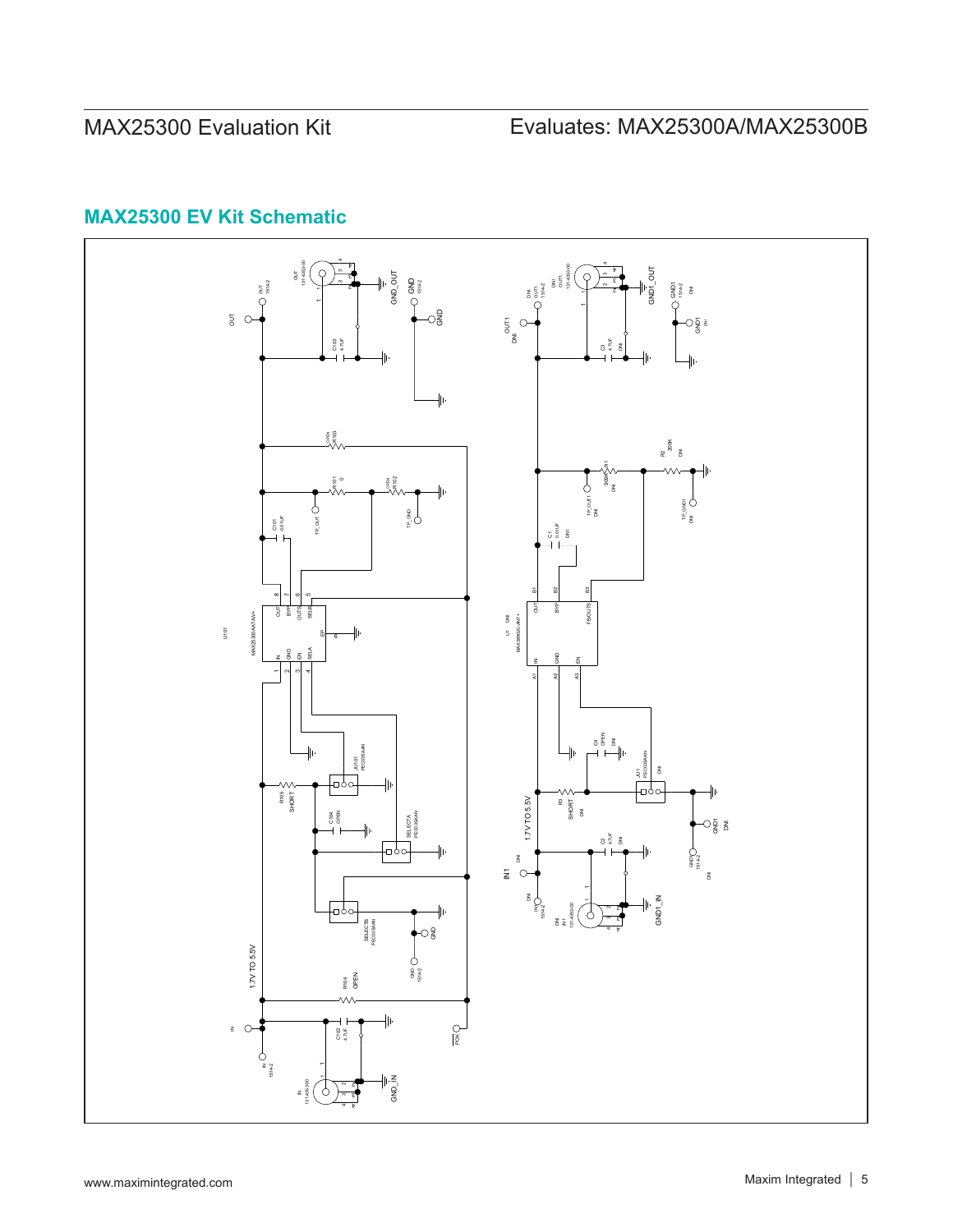## MAX25300 EV Kit Schematic

OUT
OUT 1514-2
OUT 131-4353-00
GND_OUT
GND 1514-2
GND
C103 4.7UF
R103 OPEN
R101 0
R102 OPEN
C101 0.01UF
TP_OUT
TP_GND
U101
MAX25300AATA/V+
OUT BYP OUTS SELB EP
IN GND EN SELA
JU101 PEC03SAAN
R105 SHORT
C104 OPEN
SELECTA PEC03SAAN
SELECTB PEC03SAAN
GND
GND 1514-2
1.7V TO 5.5V
R104 OPEN
IN
IN 1514-2
C102 4.7UF
IN 131-4353-00
GND_IN
POK

OUT1 DNI
OUT1 1514-2 DNI
OUT1 131-4353-00 DNI
GND1_OUT
GND1 1514-2 DNI
GND1 DNI
C3 4.7UF DNI
R1 909K DNI
R2 200K DNI
TP_OUT1 DNI
TP_GND1 DNI
C1 0.01UF DNI
U1 DNI
MAX38800C+/MT+
OUT BYP FB/OUTS
IN GND EN
C4 OPEN DNI
JU1 PEC03SAAN DNI
R3 SHORT DNI
1.7V TO 5.5V
C2 4.7UF DNI
GND1 DNI
GND1 1514-2 DNI
IN1 DNI
IN1 1514-2 DNI
IN1 131-4353-00 DNI
GND1_IN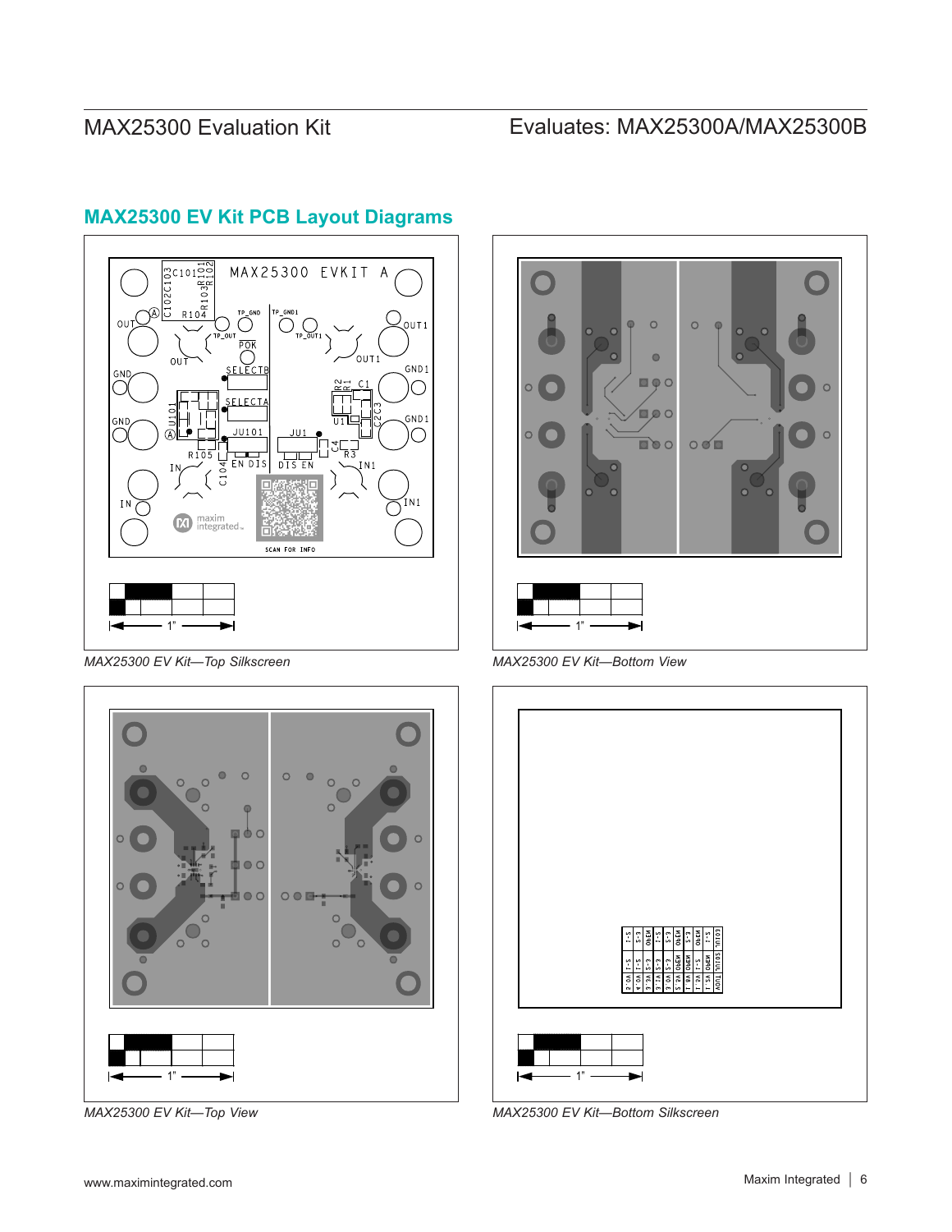## MAX25300 EV Kit PCB Layout Diagrams

*MAX25300 EV Kit—Top Silkscreen*

*MAX25300 EV Kit—Bottom View*

*MAX25300 EV Kit—Top View*

*MAX25300 EV Kit—Bottom Silkscreen*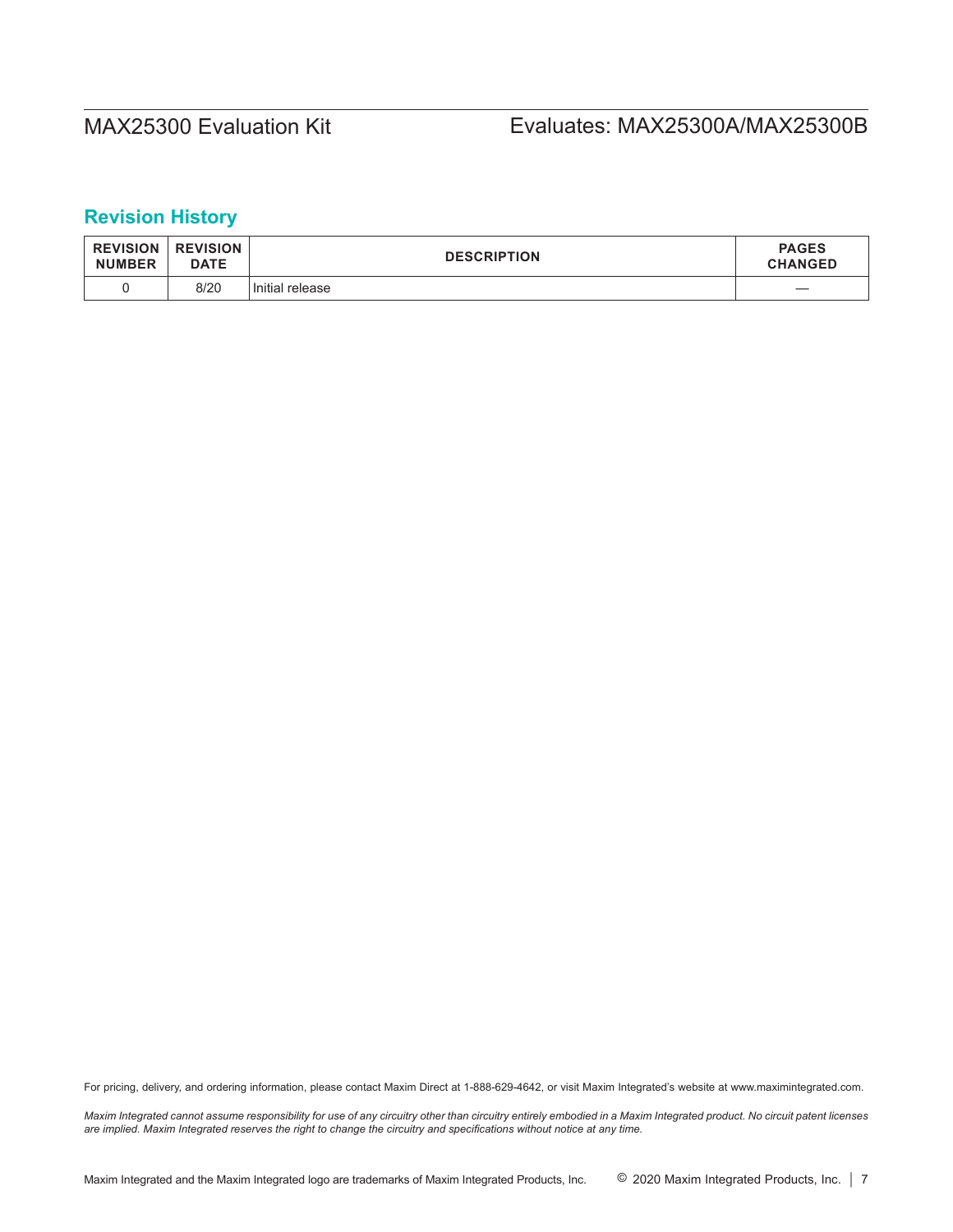## Revision History

| REVISION NUMBER | REVISION DATE | DESCRIPTION | PAGES CHANGED |
|---|---|---|---|
| 0 | 8/20 | Initial release | — |

For pricing, delivery, and ordering information, please contact Maxim Direct at 1-888-629-4642, or visit Maxim Integrated's website at www.maximintegrated.com.

*Maxim Integrated cannot assume responsibility for use of any circuitry other than circuitry entirely embodied in a Maxim Integrated product. No circuit patent licenses are implied. Maxim Integrated reserves the right to change the circuitry and specifications without notice at any time.*

Maxim Integrated and the Maxim Integrated logo are trademarks of Maxim Integrated Products, Inc.

© 2020 Maxim Integrated Products, Inc.